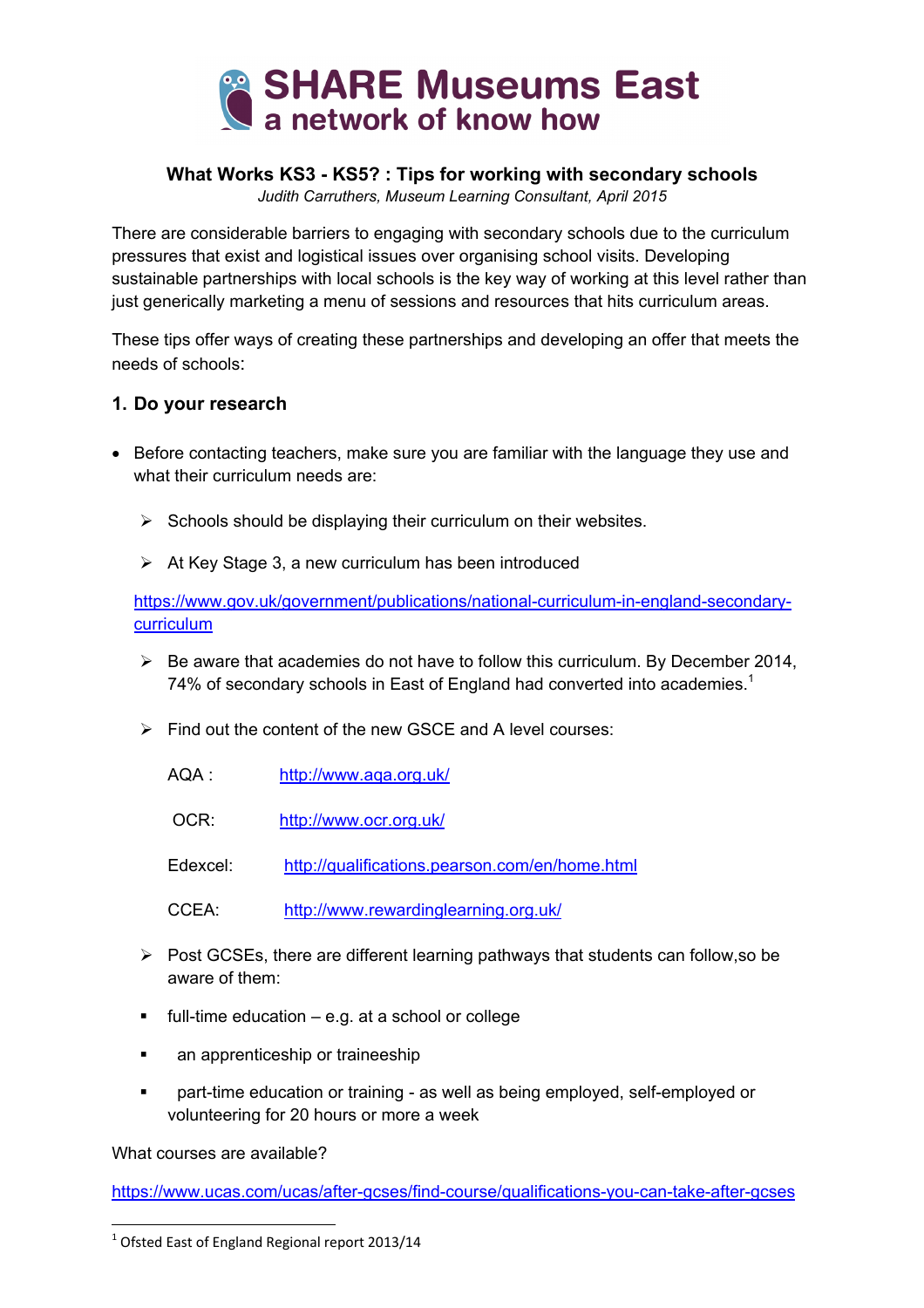# SHARE Museums East
## a network of know how

**What Works KS3 - KS5? : Tips for working with secondary schools**

*Judith Carruthers, Museum Learning Consultant, April 2015*

There are considerable barriers to engaging with secondary schools due to the curriculum pressures that exist and logistical issues over organising school visits. Developing sustainable partnerships with local schools is the key way of working at this level rather than just generically marketing a menu of sessions and resources that hits curriculum areas.

These tips offer ways of creating these partnerships and developing an offer that meets the needs of schools:

### 1. Do your research

- Before contacting teachers, make sure you are familiar with the language they use and what their curriculum needs are:
  - Schools should be displaying their curriculum on their websites.
  - At Key Stage 3, a new curriculum has been introduced

  https://www.gov.uk/government/publications/national-curriculum-in-england-secondary-curriculum

  - Be aware that academies do not have to follow this curriculum. By December 2014, 74% of secondary schools in East of England had converted into academies.[1]
  - Find out the content of the new GSCE and A level courses:

    AQA : http://www.aqa.org.uk/

    OCR: http://www.ocr.org.uk/

    Edexcel: http://qualifications.pearson.com/en/home.html

    CCEA: http://www.rewardinglearning.org.uk/

  - Post GCSEs, there are different learning pathways that students can follow,so be aware of them:
    - full-time education – e.g. at a school or college
    - an apprenticeship or traineeship
    - part-time education or training - as well as being employed, self-employed or volunteering for 20 hours or more a week

What courses are available?

https://www.ucas.com/ucas/after-gcses/find-course/qualifications-you-can-take-after-gcses

---

[1] Ofsted East of England Regional report 2013/14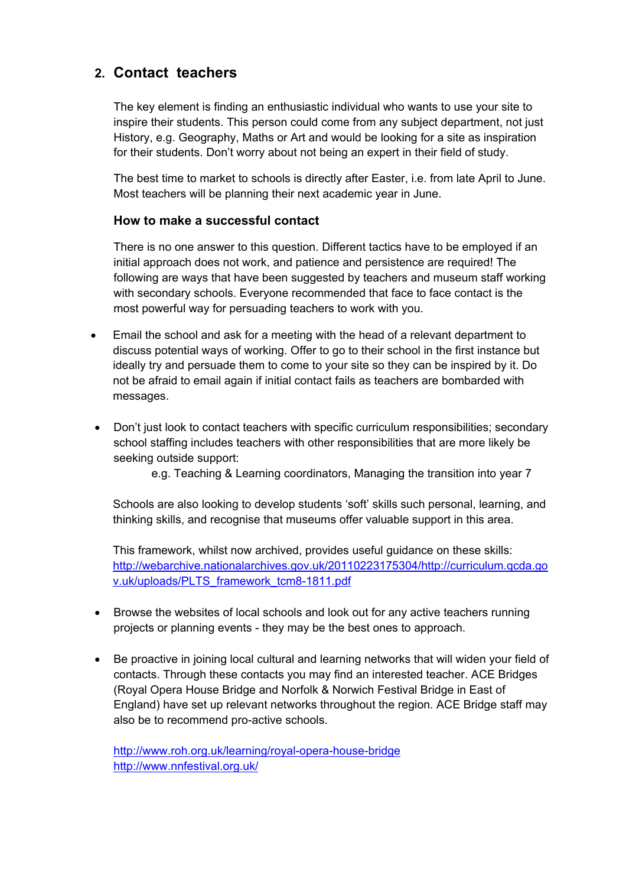## 2. Contact teachers

The key element is finding an enthusiastic individual who wants to use your site to inspire their students. This person could come from any subject department, not just History, e.g. Geography, Maths or Art and would be looking for a site as inspiration for their students. Don't worry about not being an expert in their field of study.

The best time to market to schools is directly after Easter, i.e. from late April to June. Most teachers will be planning their next academic year in June.

### How to make a successful contact

There is no one answer to this question. Different tactics have to be employed if an initial approach does not work, and patience and persistence are required! The following are ways that have been suggested by teachers and museum staff working with secondary schools. Everyone recommended that face to face contact is the most powerful way for persuading teachers to work with you.

- Email the school and ask for a meeting with the head of a relevant department to discuss potential ways of working. Offer to go to their school in the first instance but ideally try and persuade them to come to your site so they can be inspired by it. Do not be afraid to email again if initial contact fails as teachers are bombarded with messages.

- Don't just look to contact teachers with specific curriculum responsibilities; secondary school staffing includes teachers with other responsibilities that are more likely be seeking outside support:

  e.g. Teaching & Learning coordinators, Managing the transition into year 7

  Schools are also looking to develop students 'soft' skills such personal, learning, and thinking skills, and recognise that museums offer valuable support in this area.

  This framework, whilst now archived, provides useful guidance on these skills: [http://webarchive.nationalarchives.gov.uk/20110223175304/http://curriculum.qcda.gov.uk/uploads/PLTS_framework_tcm8-1811.pdf](http://webarchive.nationalarchives.gov.uk/20110223175304/http://curriculum.qcda.gov.uk/uploads/PLTS_framework_tcm8-1811.pdf)

- Browse the websites of local schools and look out for any active teachers running projects or planning events - they may be the best ones to approach.

- Be proactive in joining local cultural and learning networks that will widen your field of contacts. Through these contacts you may find an interested teacher. ACE Bridges (Royal Opera House Bridge and Norfolk & Norwich Festival Bridge in East of England) have set up relevant networks throughout the region. ACE Bridge staff may also be to recommend pro-active schools.

  [http://www.roh.org.uk/learning/royal-opera-house-bridge](http://www.roh.org.uk/learning/royal-opera-house-bridge)
  [http://www.nnfestival.org.uk/](http://www.nnfestival.org.uk/)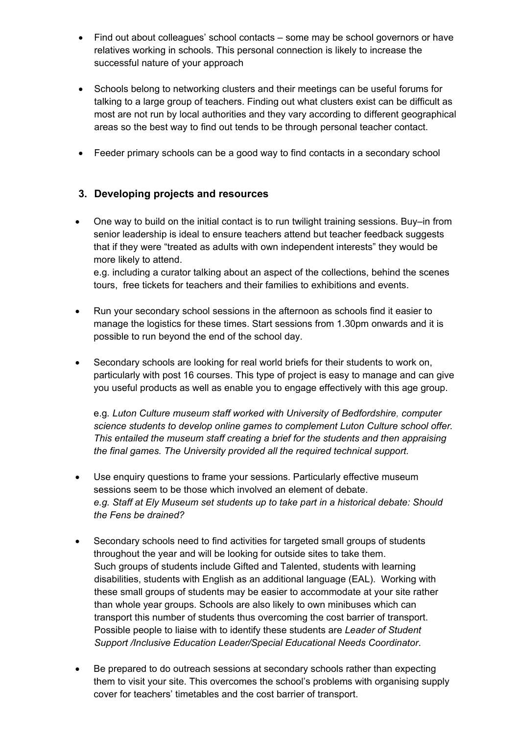- Find out about colleagues' school contacts – some may be school governors or have relatives working in schools. This personal connection is likely to increase the successful nature of your approach

- Schools belong to networking clusters and their meetings can be useful forums for talking to a large group of teachers. Finding out what clusters exist can be difficult as most are not run by local authorities and they vary according to different geographical areas so the best way to find out tends to be through personal teacher contact.

- Feeder primary schools can be a good way to find contacts in a secondary school

## 3. Developing projects and resources

- One way to build on the initial contact is to run twilight training sessions. Buy–in from senior leadership is ideal to ensure teachers attend but teacher feedback suggests that if they were "treated as adults with own independent interests" they would be more likely to attend.
  e.g. including a curator talking about an aspect of the collections, behind the scenes tours, free tickets for teachers and their families to exhibitions and events.

- Run your secondary school sessions in the afternoon as schools find it easier to manage the logistics for these times. Start sessions from 1.30pm onwards and it is possible to run beyond the end of the school day.

- Secondary schools are looking for real world briefs for their students to work on, particularly with post 16 courses. This type of project is easy to manage and can give you useful products as well as enable you to engage effectively with this age group.

  e.g. *Luton Culture museum staff worked with University of Bedfordshire, computer science students to develop online games to complement Luton Culture school offer. This entailed the museum staff creating a brief for the students and then appraising the final games. The University provided all the required technical support.*

- Use enquiry questions to frame your sessions. Particularly effective museum sessions seem to be those which involved an element of debate.
  *e.g. Staff at Ely Museum set students up to take part in a historical debate: Should the Fens be drained?*

- Secondary schools need to find activities for targeted small groups of students throughout the year and will be looking for outside sites to take them. Such groups of students include Gifted and Talented, students with learning disabilities, students with English as an additional language (EAL). Working with these small groups of students may be easier to accommodate at your site rather than whole year groups. Schools are also likely to own minibuses which can transport this number of students thus overcoming the cost barrier of transport. Possible people to liaise with to identify these students are *Leader of Student Support /Inclusive Education Leader/Special Educational Needs Coordinator*.

- Be prepared to do outreach sessions at secondary schools rather than expecting them to visit your site. This overcomes the school's problems with organising supply cover for teachers' timetables and the cost barrier of transport.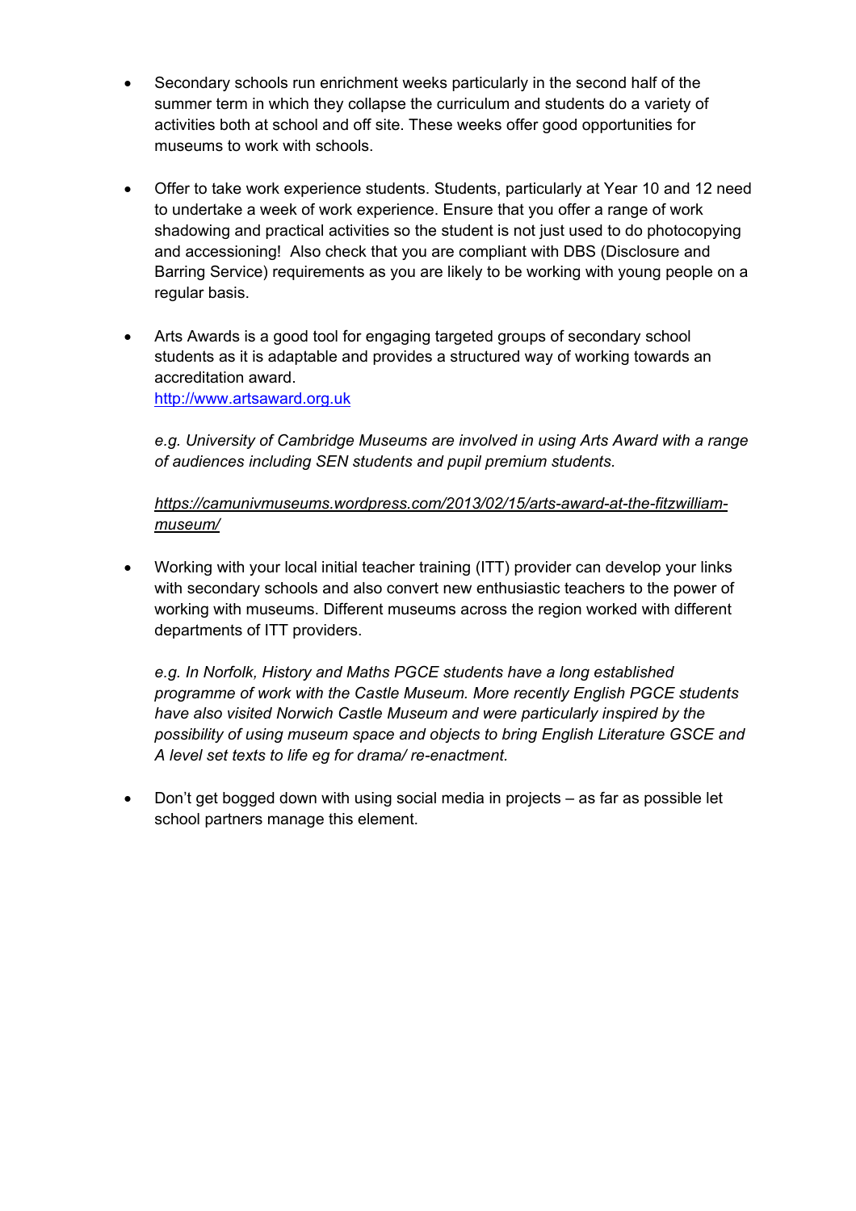- Secondary schools run enrichment weeks particularly in the second half of the summer term in which they collapse the curriculum and students do a variety of activities both at school and off site. These weeks offer good opportunities for museums to work with schools.

- Offer to take work experience students. Students, particularly at Year 10 and 12 need to undertake a week of work experience. Ensure that you offer a range of work shadowing and practical activities so the student is not just used to do photocopying and accessioning! Also check that you are compliant with DBS (Disclosure and Barring Service) requirements as you are likely to be working with young people on a regular basis.

- Arts Awards is a good tool for engaging targeted groups of secondary school students as it is adaptable and provides a structured way of working towards an accreditation award.
  http://www.artsaward.org.uk

  *e.g. University of Cambridge Museums are involved in using Arts Award with a range of audiences including SEN students and pupil premium students.*

  *https://camunivmuseums.wordpress.com/2013/02/15/arts-award-at-the-fitzwilliam-museum/*

- Working with your local initial teacher training (ITT) provider can develop your links with secondary schools and also convert new enthusiastic teachers to the power of working with museums. Different museums across the region worked with different departments of ITT providers.

  *e.g. In Norfolk, History and Maths PGCE students have a long established programme of work with the Castle Museum. More recently English PGCE students have also visited Norwich Castle Museum and were particularly inspired by the possibility of using museum space and objects to bring English Literature GSCE and A level set texts to life eg for drama/ re-enactment.*

- Don't get bogged down with using social media in projects – as far as possible let school partners manage this element.